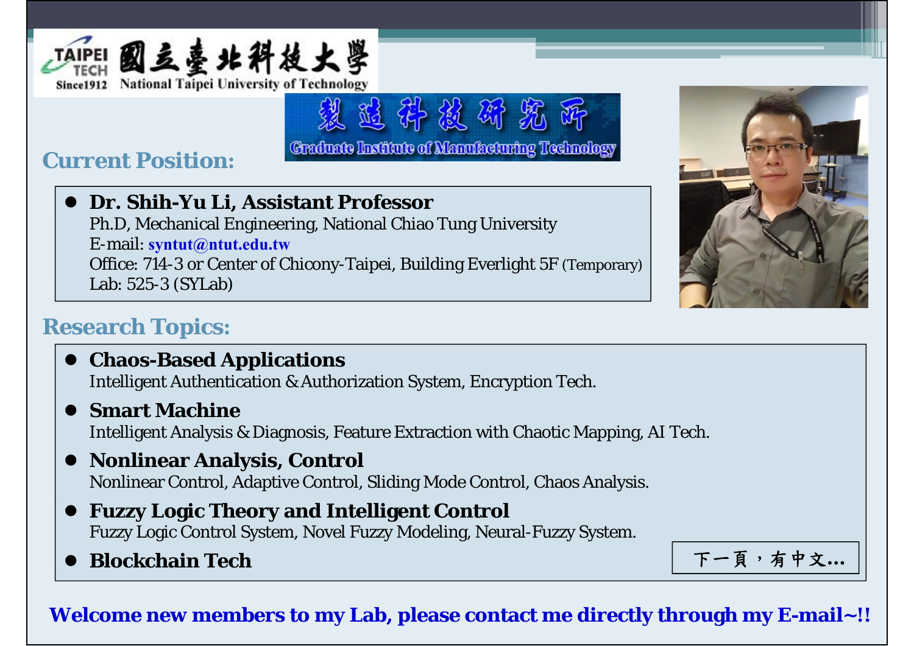國立臺北科技大學
National Taipei University of Technology

TAIPEI TECH Since1912

製造科技研究所
Graduate Institute of Manufacturing Technology

## Current Position:

- **Dr. Shih-Yu Li, Assistant Professor**
  Ph.D, Mechanical Engineering, National Chiao Tung University
  E-mail: **syntut@ntut.edu.tw**
  Office: 714-3 or Center of Chicony-Taipei, Building Everlight 5F (Temporary)
  Lab: 525-3 (SYLab)

## Research Topics:

- **Chaos-Based Applications**
  Intelligent Authentication & Authorization System, Encryption Tech.
- **Smart Machine**
  Intelligent Analysis & Diagnosis, Feature Extraction with Chaotic Mapping, AI Tech.
- **Nonlinear Analysis, Control**
  Nonlinear Control, Adaptive Control, Sliding Mode Control, Chaos Analysis.
- **Fuzzy Logic Theory and Intelligent Control**
  Fuzzy Logic Control System, Novel Fuzzy Modeling, Neural-Fuzzy System.
- **Blockchain Tech**

下一頁，有中文…

**Welcome new members to my Lab, please contact me directly through my E-mail~!!**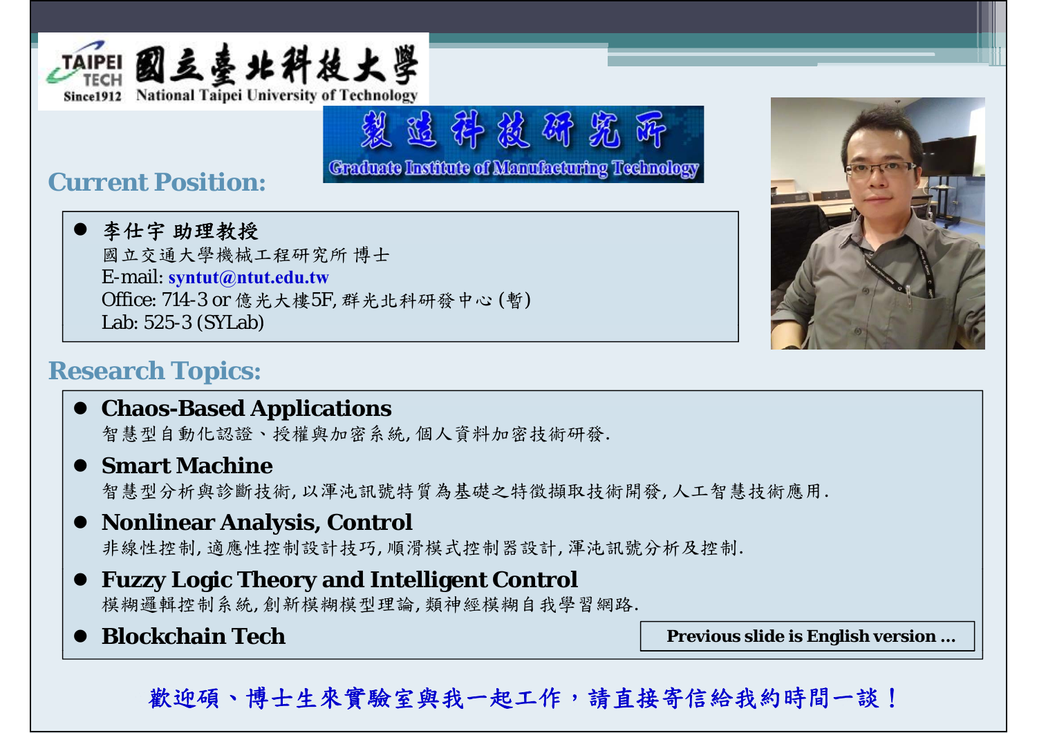國立臺北科技大學 National Taipei University of Technology

TAIPEI TECH Since1912

製造科技研究所 Graduate Institute of Manufacturing Technology

## Current Position:

- **李仕宇 助理教授**
  國立交通大學機械工程研究所 博士
  E-mail: **syntut@ntut.edu.tw**
  Office: 714-3 or 億光大樓5F, 群光北科研發中心 (暫)
  Lab: 525-3 (SYLab)

## Research Topics:

- **Chaos-Based Applications**
  智慧型自動化認證、授權與加密系統, 個人資料加密技術研發.
- **Smart Machine**
  智慧型分析與診斷技術, 以渾沌訊號特質為基礎之特徵擷取技術開發, 人工智慧技術應用.
- **Nonlinear Analysis, Control**
  非線性控制, 適應性控制設計技巧, 順滑模式控制器設計, 渾沌訊號分析及控制.
- **Fuzzy Logic Theory and Intelligent Control**
  模糊邏輯控制系統, 創新模糊模型理論, 類神經模糊自我學習網路.
- **Blockchain Tech**

**Previous slide is English version ...**

歡迎碩、博士生來實驗室與我一起工作，請直接寄信給我約時間一談！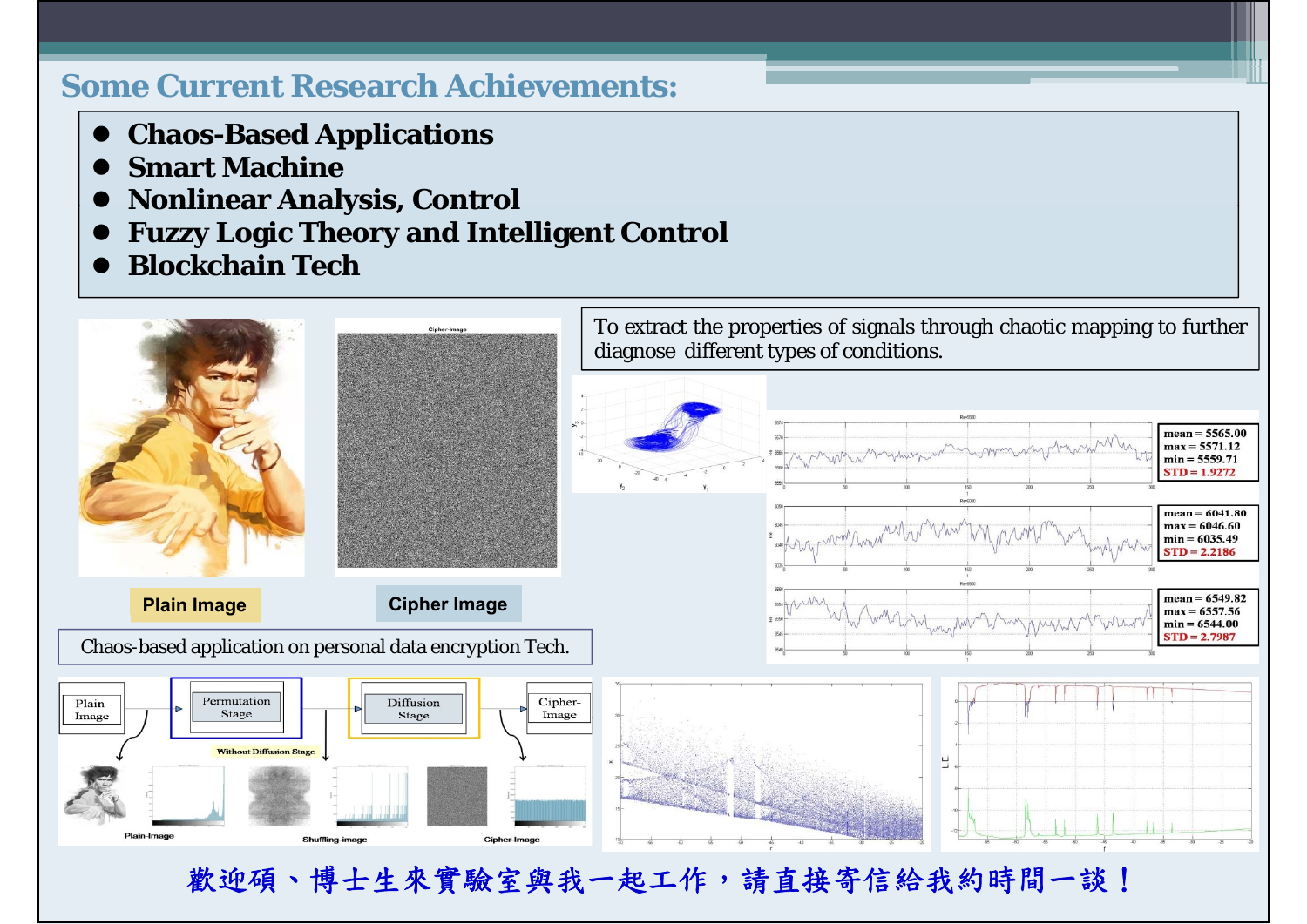## Some Current Research Achievements:

- **Chaos-Based Applications**
- **Smart Machine**
- **Nonlinear Analysis, Control**
- **Fuzzy Logic Theory and Intelligent Control**
- **Blockchain Tech**

To extract the properties of signals through chaotic mapping to further diagnose different types of conditions.

mean = 5565.00
max = 5571.12
min = 5559.71
STD = 1.9272

mean = 6041.80
max = 6046.60
min = 6035.49
STD = 2.2186

mean = 6549.82
max = 6557.56
min = 6544.00
STD = 2.7987

Plain Image

Cipher Image

Chaos-based application on personal data encryption Tech.

Plain-Image

Permutation Stage

Without Diffusion Stage

Diffusion Stage

Cipher-Image

Shuffling-image

歡迎碩、博士生來實驗室與我一起工作，請直接寄信給我約時間一談！